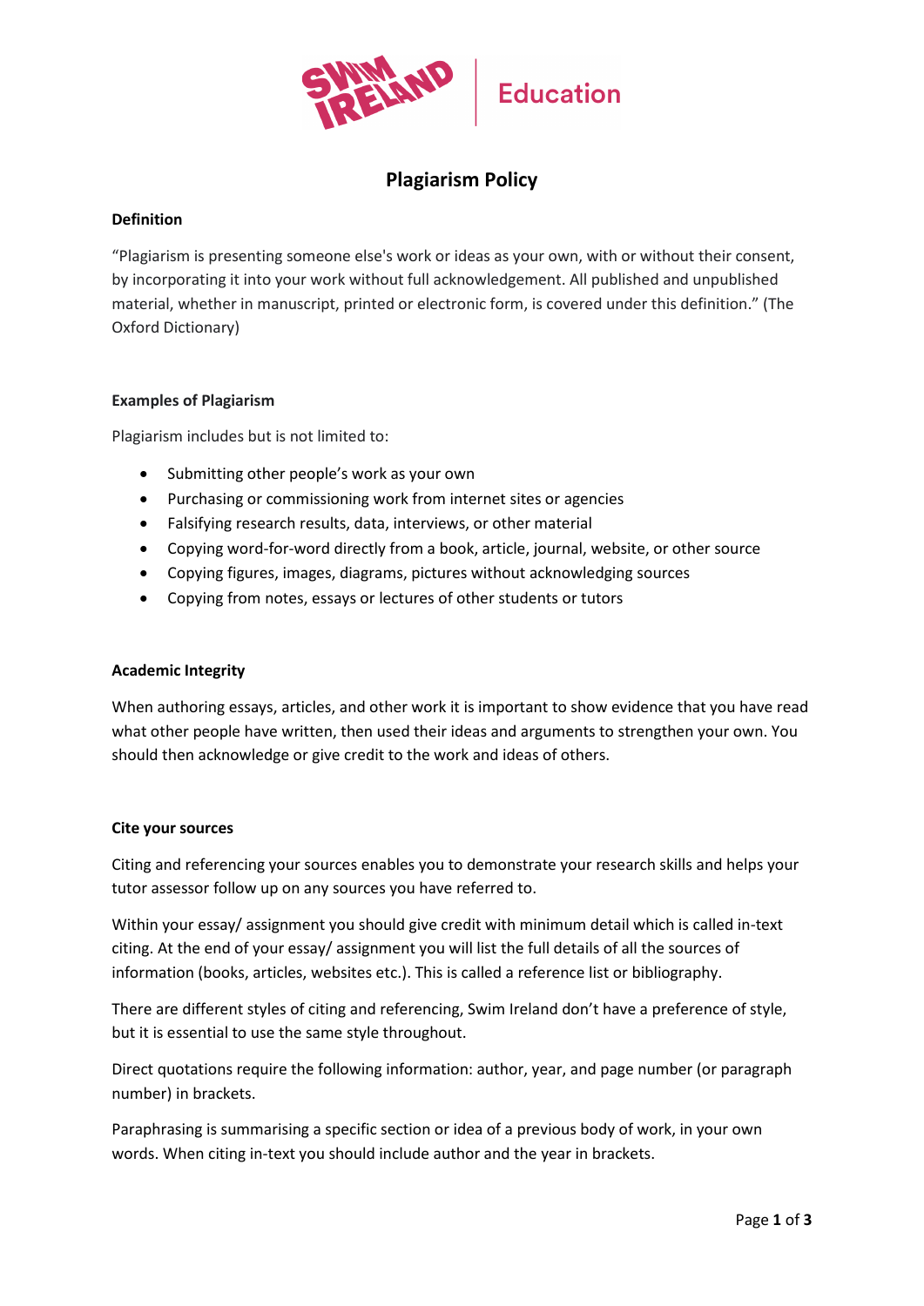# Plagiarism Policy

## Definition

"Plagiarism is presenting someone else's work or ideas as your own, with or without their consent, by incorporating it into your work without full acknowledgement. All published and unpublished material, whether in manuscript, printed or electronic form, is covered under this definition." (The Oxford Dictionary)

## Examples of Plagiarism

Plagiarism includes but is not limited to:

- Submitting other people's work as your own
- Purchasing or commissioning work from internet sites or agencies
- Falsifying research results, data, interviews, or other material
- Copying word-for-word directly from a book, article, journal, website, or other source
- Copying figures, images, diagrams, pictures without acknowledging sources
- Copying from notes, essays or lectures of other students or tutors

## Academic Integrity

When authoring essays, articles, and other work it is important to show evidence that you have read what other people have written, then used their ideas and arguments to strengthen your own. You should then acknowledge or give credit to the work and ideas of others.

## Cite your sources

Citing and referencing your sources enables you to demonstrate your research skills and helps your tutor assessor follow up on any sources you have referred to.

Within your essay/ assignment you should give credit with minimum detail which is called in-text citing. At the end of your essay/ assignment you will list the full details of all the sources of information (books, articles, websites etc.). This is called a reference list or bibliography.

There are different styles of citing and referencing, Swim Ireland don't have a preference of style, but it is essential to use the same style throughout.

Direct quotations require the following information: author, year, and page number (or paragraph number) in brackets.

Paraphrasing is summarising a specific section or idea of a previous body of work, in your own words. When citing in-text you should include author and the year in brackets.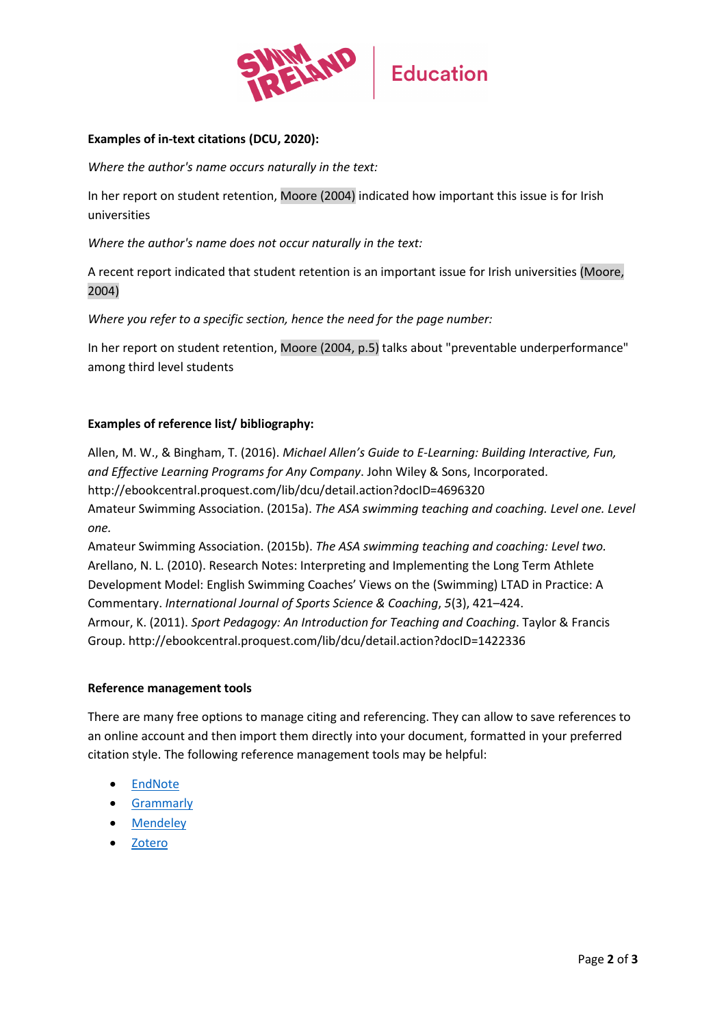**Examples of in-text citations (DCU, 2020):**

*Where the author's name occurs naturally in the text:*

In her report on student retention, Moore (2004) indicated how important this issue is for Irish universities

*Where the author's name does not occur naturally in the text:*

A recent report indicated that student retention is an important issue for Irish universities (Moore, 2004)

*Where you refer to a specific section, hence the need for the page number:*

In her report on student retention, Moore (2004, p.5) talks about "preventable underperformance" among third level students

**Examples of reference list/ bibliography:**

Allen, M. W., & Bingham, T. (2016). *Michael Allen's Guide to E-Learning: Building Interactive, Fun, and Effective Learning Programs for Any Company*. John Wiley & Sons, Incorporated. http://ebookcentral.proquest.com/lib/dcu/detail.action?docID=4696320
Amateur Swimming Association. (2015a). *The ASA swimming teaching and coaching. Level one. Level one.*
Amateur Swimming Association. (2015b). *The ASA swimming teaching and coaching: Level two.*
Arellano, N. L. (2010). Research Notes: Interpreting and Implementing the Long Term Athlete Development Model: English Swimming Coaches' Views on the (Swimming) LTAD in Practice: A Commentary. *International Journal of Sports Science & Coaching*, *5*(3), 421–424.
Armour, K. (2011). *Sport Pedagogy: An Introduction for Teaching and Coaching*. Taylor & Francis Group. http://ebookcentral.proquest.com/lib/dcu/detail.action?docID=1422336

**Reference management tools**

There are many free options to manage citing and referencing. They can allow to save references to an online account and then import them directly into your document, formatted in your preferred citation style. The following reference management tools may be helpful:

- EndNote
- Grammarly
- Mendeley
- Zotero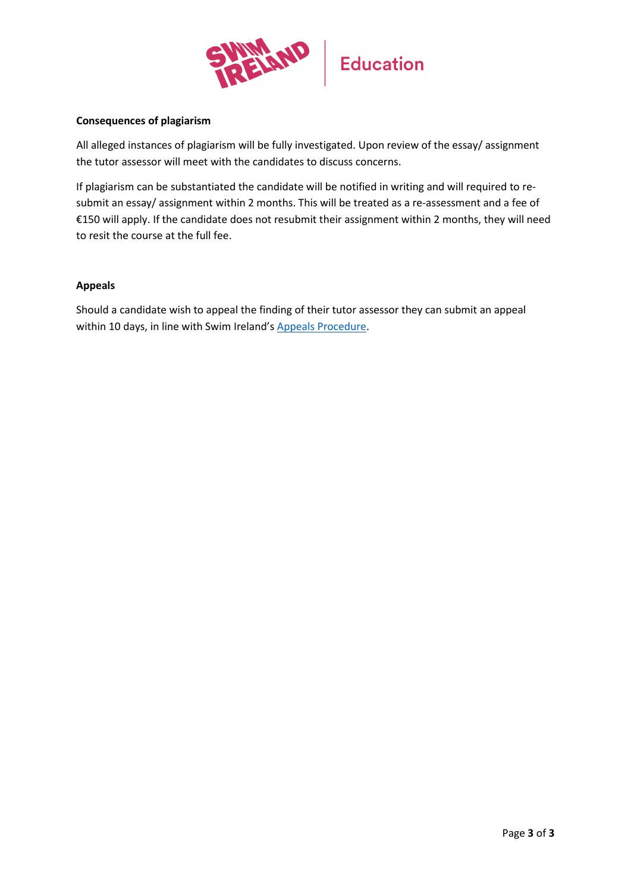**Consequences of plagiarism**

All alleged instances of plagiarism will be fully investigated. Upon review of the essay/ assignment the tutor assessor will meet with the candidates to discuss concerns.

If plagiarism can be substantiated the candidate will be notified in writing and will required to re-submit an essay/ assignment within 2 months. This will be treated as a re-assessment and a fee of €150 will apply. If the candidate does not resubmit their assignment within 2 months, they will need to resit the course at the full fee.

**Appeals**

Should a candidate wish to appeal the finding of their tutor assessor they can submit an appeal within 10 days, in line with Swim Ireland's Appeals Procedure.